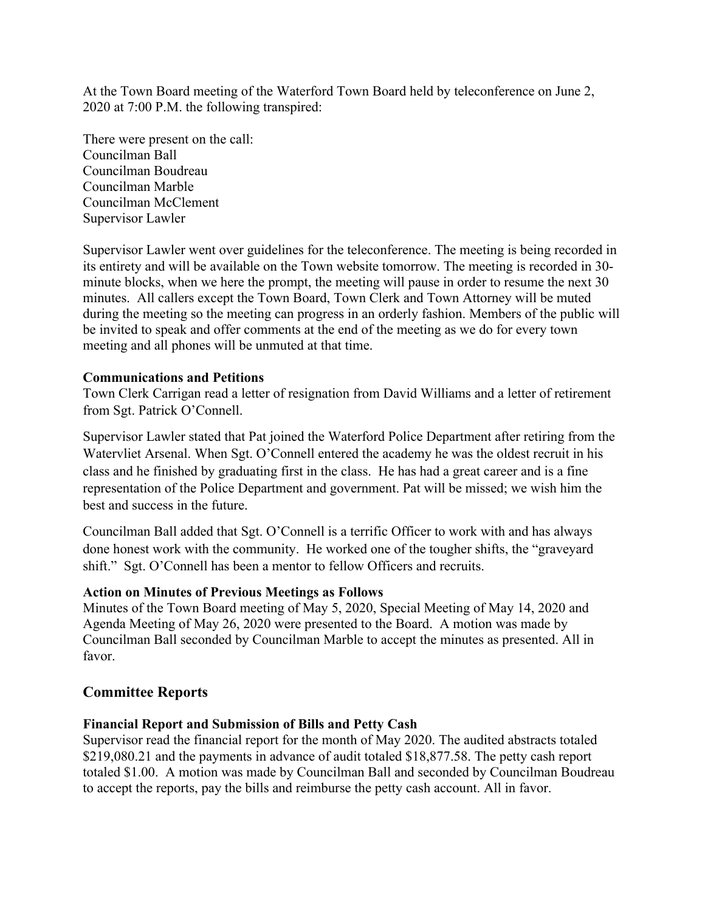At the Town Board meeting of the Waterford Town Board held by teleconference on June 2, 2020 at 7:00 P.M. the following transpired:

There were present on the call:
Councilman Ball
Councilman Boudreau
Councilman Marble
Councilman McClement
Supervisor Lawler

Supervisor Lawler went over guidelines for the teleconference. The meeting is being recorded in its entirety and will be available on the Town website tomorrow. The meeting is recorded in 30-minute blocks, when we here the prompt, the meeting will pause in order to resume the next 30 minutes. All callers except the Town Board, Town Clerk and Town Attorney will be muted during the meeting so the meeting can progress in an orderly fashion. Members of the public will be invited to speak and offer comments at the end of the meeting as we do for every town meeting and all phones will be unmuted at that time.

**Communications and Petitions**

Town Clerk Carrigan read a letter of resignation from David Williams and a letter of retirement from Sgt. Patrick O'Connell.

Supervisor Lawler stated that Pat joined the Waterford Police Department after retiring from the Watervliet Arsenal. When Sgt. O'Connell entered the academy he was the oldest recruit in his class and he finished by graduating first in the class. He has had a great career and is a fine representation of the Police Department and government. Pat will be missed; we wish him the best and success in the future.

Councilman Ball added that Sgt. O'Connell is a terrific Officer to work with and has always done honest work with the community. He worked one of the tougher shifts, the "graveyard shift." Sgt. O'Connell has been a mentor to fellow Officers and recruits.

**Action on Minutes of Previous Meetings as Follows**

Minutes of the Town Board meeting of May 5, 2020, Special Meeting of May 14, 2020 and Agenda Meeting of May 26, 2020 were presented to the Board. A motion was made by Councilman Ball seconded by Councilman Marble to accept the minutes as presented. All in favor.

## Committee Reports

**Financial Report and Submission of Bills and Petty Cash**

Supervisor read the financial report for the month of May 2020. The audited abstracts totaled \$219,080.21 and the payments in advance of audit totaled \$18,877.58. The petty cash report totaled \$1.00. A motion was made by Councilman Ball and seconded by Councilman Boudreau to accept the reports, pay the bills and reimburse the petty cash account. All in favor.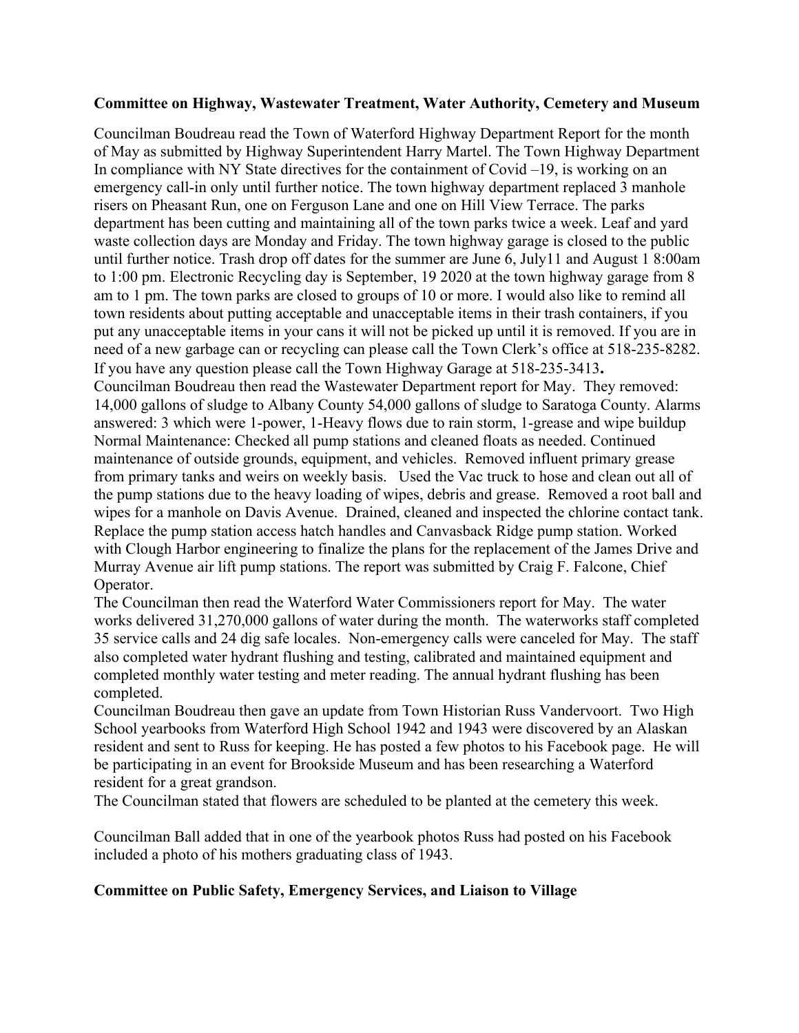**Committee on Highway, Wastewater Treatment, Water Authority, Cemetery and Museum**

Councilman Boudreau read the Town of Waterford Highway Department Report for the month of May as submitted by Highway Superintendent Harry Martel. The Town Highway Department In compliance with NY State directives for the containment of Covid –19, is working on an emergency call-in only until further notice. The town highway department replaced 3 manhole risers on Pheasant Run, one on Ferguson Lane and one on Hill View Terrace. The parks department has been cutting and maintaining all of the town parks twice a week. Leaf and yard waste collection days are Monday and Friday. The town highway garage is closed to the public until further notice. Trash drop off dates for the summer are June 6, July11 and August 1 8:00am to 1:00 pm. Electronic Recycling day is September, 19 2020 at the town highway garage from 8 am to 1 pm. The town parks are closed to groups of 10 or more. I would also like to remind all town residents about putting acceptable and unacceptable items in their trash containers, if you put any unacceptable items in your cans it will not be picked up until it is removed. If you are in need of a new garbage can or recycling can please call the Town Clerk's office at 518-235-8282. If you have any question please call the Town Highway Garage at 518-235-3413**.**

Councilman Boudreau then read the Wastewater Department report for May. They removed: 14,000 gallons of sludge to Albany County 54,000 gallons of sludge to Saratoga County. Alarms answered: 3 which were 1-power, 1-Heavy flows due to rain storm, 1-grease and wipe buildup Normal Maintenance: Checked all pump stations and cleaned floats as needed. Continued maintenance of outside grounds, equipment, and vehicles. Removed influent primary grease from primary tanks and weirs on weekly basis. Used the Vac truck to hose and clean out all of the pump stations due to the heavy loading of wipes, debris and grease. Removed a root ball and wipes for a manhole on Davis Avenue. Drained, cleaned and inspected the chlorine contact tank. Replace the pump station access hatch handles and Canvasback Ridge pump station. Worked with Clough Harbor engineering to finalize the plans for the replacement of the James Drive and Murray Avenue air lift pump stations. The report was submitted by Craig F. Falcone, Chief Operator.

The Councilman then read the Waterford Water Commissioners report for May. The water works delivered 31,270,000 gallons of water during the month. The waterworks staff completed 35 service calls and 24 dig safe locales. Non-emergency calls were canceled for May. The staff also completed water hydrant flushing and testing, calibrated and maintained equipment and completed monthly water testing and meter reading. The annual hydrant flushing has been completed.

Councilman Boudreau then gave an update from Town Historian Russ Vandervoort. Two High School yearbooks from Waterford High School 1942 and 1943 were discovered by an Alaskan resident and sent to Russ for keeping. He has posted a few photos to his Facebook page. He will be participating in an event for Brookside Museum and has been researching a Waterford resident for a great grandson.

The Councilman stated that flowers are scheduled to be planted at the cemetery this week.

Councilman Ball added that in one of the yearbook photos Russ had posted on his Facebook included a photo of his mothers graduating class of 1943.

**Committee on Public Safety, Emergency Services, and Liaison to Village**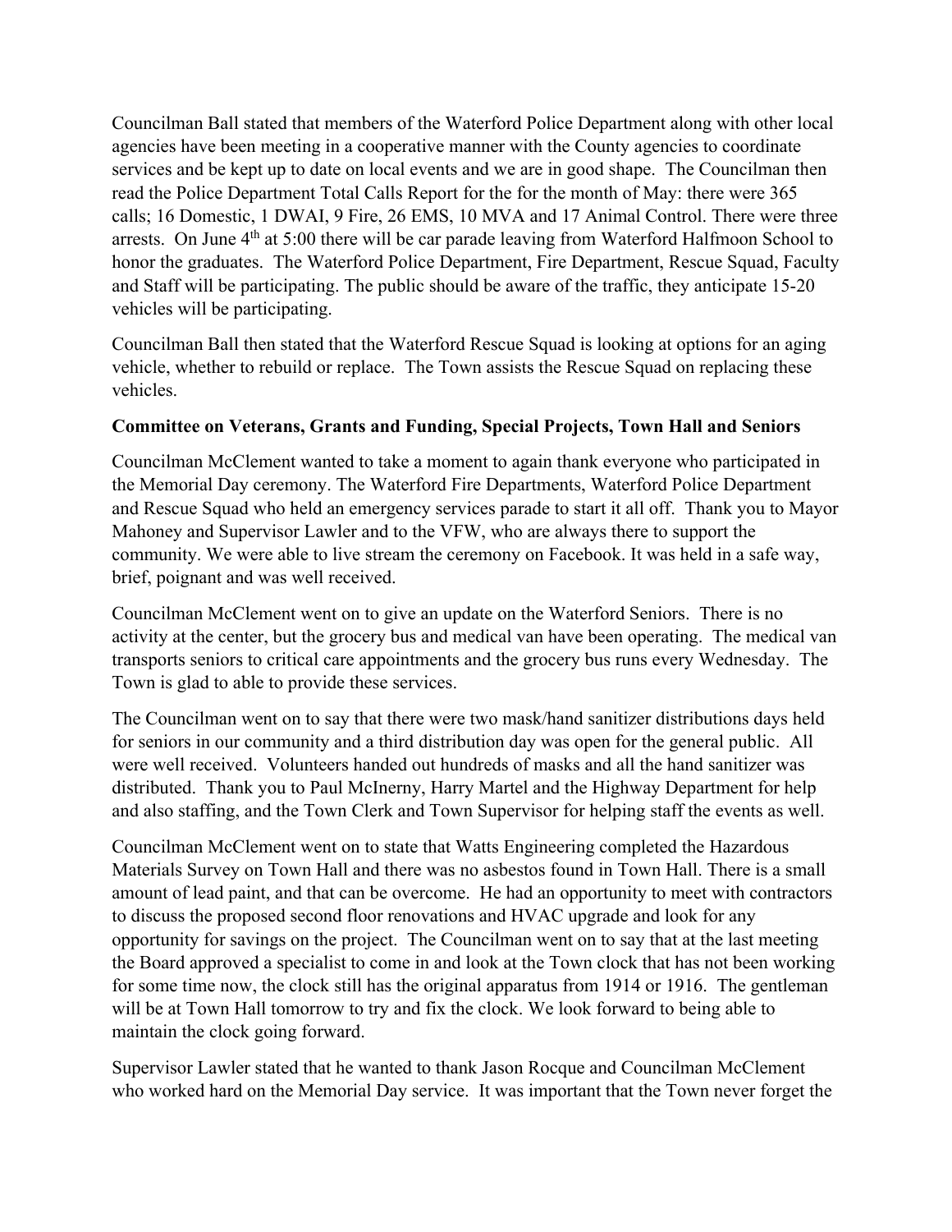Councilman Ball stated that members of the Waterford Police Department along with other local agencies have been meeting in a cooperative manner with the County agencies to coordinate services and be kept up to date on local events and we are in good shape. The Councilman then read the Police Department Total Calls Report for the for the month of May: there were 365 calls; 16 Domestic, 1 DWAI, 9 Fire, 26 EMS, 10 MVA and 17 Animal Control. There were three arrests. On June 4th at 5:00 there will be car parade leaving from Waterford Halfmoon School to honor the graduates. The Waterford Police Department, Fire Department, Rescue Squad, Faculty and Staff will be participating. The public should be aware of the traffic, they anticipate 15-20 vehicles will be participating.

Councilman Ball then stated that the Waterford Rescue Squad is looking at options for an aging vehicle, whether to rebuild or replace. The Town assists the Rescue Squad on replacing these vehicles.

**Committee on Veterans, Grants and Funding, Special Projects, Town Hall and Seniors**

Councilman McClement wanted to take a moment to again thank everyone who participated in the Memorial Day ceremony. The Waterford Fire Departments, Waterford Police Department and Rescue Squad who held an emergency services parade to start it all off. Thank you to Mayor Mahoney and Supervisor Lawler and to the VFW, who are always there to support the community. We were able to live stream the ceremony on Facebook. It was held in a safe way, brief, poignant and was well received.

Councilman McClement went on to give an update on the Waterford Seniors. There is no activity at the center, but the grocery bus and medical van have been operating. The medical van transports seniors to critical care appointments and the grocery bus runs every Wednesday. The Town is glad to able to provide these services.

The Councilman went on to say that there were two mask/hand sanitizer distributions days held for seniors in our community and a third distribution day was open for the general public. All were well received. Volunteers handed out hundreds of masks and all the hand sanitizer was distributed. Thank you to Paul McInerny, Harry Martel and the Highway Department for help and also staffing, and the Town Clerk and Town Supervisor for helping staff the events as well.

Councilman McClement went on to state that Watts Engineering completed the Hazardous Materials Survey on Town Hall and there was no asbestos found in Town Hall. There is a small amount of lead paint, and that can be overcome. He had an opportunity to meet with contractors to discuss the proposed second floor renovations and HVAC upgrade and look for any opportunity for savings on the project. The Councilman went on to say that at the last meeting the Board approved a specialist to come in and look at the Town clock that has not been working for some time now, the clock still has the original apparatus from 1914 or 1916. The gentleman will be at Town Hall tomorrow to try and fix the clock. We look forward to being able to maintain the clock going forward.

Supervisor Lawler stated that he wanted to thank Jason Rocque and Councilman McClement who worked hard on the Memorial Day service. It was important that the Town never forget the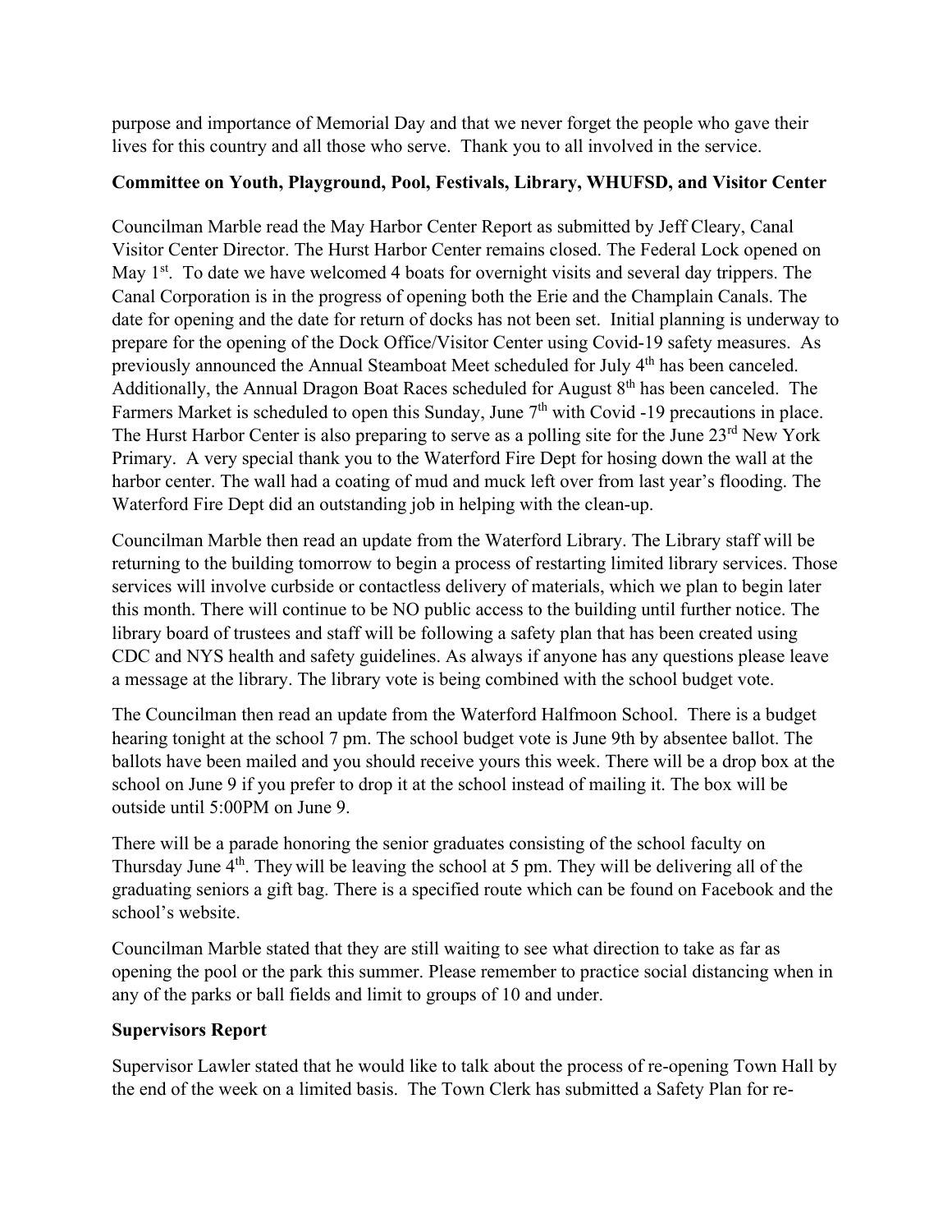purpose and importance of Memorial Day and that we never forget the people who gave their lives for this country and all those who serve. Thank you to all involved in the service.

**Committee on Youth, Playground, Pool, Festivals, Library, WHUFSD, and Visitor Center**

Councilman Marble read the May Harbor Center Report as submitted by Jeff Cleary, Canal Visitor Center Director. The Hurst Harbor Center remains closed. The Federal Lock opened on May 1st. To date we have welcomed 4 boats for overnight visits and several day trippers. The Canal Corporation is in the progress of opening both the Erie and the Champlain Canals. The date for opening and the date for return of docks has not been set. Initial planning is underway to prepare for the opening of the Dock Office/Visitor Center using Covid-19 safety measures. As previously announced the Annual Steamboat Meet scheduled for July 4th has been canceled. Additionally, the Annual Dragon Boat Races scheduled for August 8th has been canceled. The Farmers Market is scheduled to open this Sunday, June 7th with Covid -19 precautions in place. The Hurst Harbor Center is also preparing to serve as a polling site for the June 23rd New York Primary. A very special thank you to the Waterford Fire Dept for hosing down the wall at the harbor center. The wall had a coating of mud and muck left over from last year's flooding. The Waterford Fire Dept did an outstanding job in helping with the clean-up.

Councilman Marble then read an update from the Waterford Library. The Library staff will be returning to the building tomorrow to begin a process of restarting limited library services. Those services will involve curbside or contactless delivery of materials, which we plan to begin later this month. There will continue to be NO public access to the building until further notice. The library board of trustees and staff will be following a safety plan that has been created using CDC and NYS health and safety guidelines. As always if anyone has any questions please leave a message at the library. The library vote is being combined with the school budget vote.

The Councilman then read an update from the Waterford Halfmoon School. There is a budget hearing tonight at the school 7 pm. The school budget vote is June 9th by absentee ballot. The ballots have been mailed and you should receive yours this week. There will be a drop box at the school on June 9 if you prefer to drop it at the school instead of mailing it. The box will be outside until 5:00PM on June 9.

There will be a parade honoring the senior graduates consisting of the school faculty on Thursday June 4th. They will be leaving the school at 5 pm. They will be delivering all of the graduating seniors a gift bag. There is a specified route which can be found on Facebook and the school's website.

Councilman Marble stated that they are still waiting to see what direction to take as far as opening the pool or the park this summer. Please remember to practice social distancing when in any of the parks or ball fields and limit to groups of 10 and under.

**Supervisors Report**

Supervisor Lawler stated that he would like to talk about the process of re-opening Town Hall by the end of the week on a limited basis. The Town Clerk has submitted a Safety Plan for re-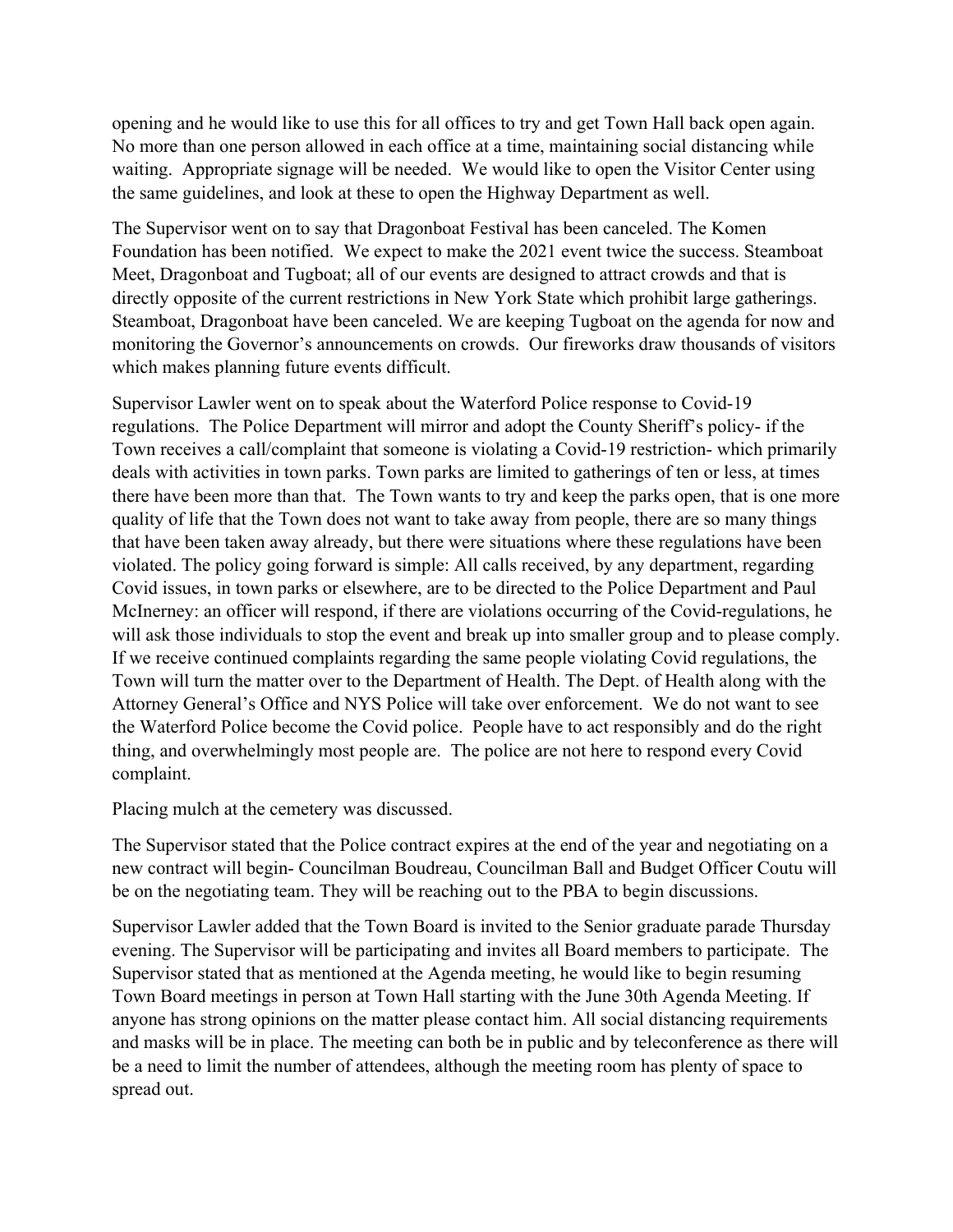opening and he would like to use this for all offices to try and get Town Hall back open again. No more than one person allowed in each office at a time, maintaining social distancing while waiting. Appropriate signage will be needed. We would like to open the Visitor Center using the same guidelines, and look at these to open the Highway Department as well.

The Supervisor went on to say that Dragonboat Festival has been canceled. The Komen Foundation has been notified. We expect to make the 2021 event twice the success. Steamboat Meet, Dragonboat and Tugboat; all of our events are designed to attract crowds and that is directly opposite of the current restrictions in New York State which prohibit large gatherings. Steamboat, Dragonboat have been canceled. We are keeping Tugboat on the agenda for now and monitoring the Governor's announcements on crowds. Our fireworks draw thousands of visitors which makes planning future events difficult.

Supervisor Lawler went on to speak about the Waterford Police response to Covid-19 regulations. The Police Department will mirror and adopt the County Sheriff's policy- if the Town receives a call/complaint that someone is violating a Covid-19 restriction- which primarily deals with activities in town parks. Town parks are limited to gatherings of ten or less, at times there have been more than that. The Town wants to try and keep the parks open, that is one more quality of life that the Town does not want to take away from people, there are so many things that have been taken away already, but there were situations where these regulations have been violated. The policy going forward is simple: All calls received, by any department, regarding Covid issues, in town parks or elsewhere, are to be directed to the Police Department and Paul McInerney: an officer will respond, if there are violations occurring of the Covid-regulations, he will ask those individuals to stop the event and break up into smaller group and to please comply. If we receive continued complaints regarding the same people violating Covid regulations, the Town will turn the matter over to the Department of Health. The Dept. of Health along with the Attorney General's Office and NYS Police will take over enforcement. We do not want to see the Waterford Police become the Covid police. People have to act responsibly and do the right thing, and overwhelmingly most people are. The police are not here to respond every Covid complaint.

Placing mulch at the cemetery was discussed.

The Supervisor stated that the Police contract expires at the end of the year and negotiating on a new contract will begin- Councilman Boudreau, Councilman Ball and Budget Officer Coutu will be on the negotiating team. They will be reaching out to the PBA to begin discussions.

Supervisor Lawler added that the Town Board is invited to the Senior graduate parade Thursday evening. The Supervisor will be participating and invites all Board members to participate. The Supervisor stated that as mentioned at the Agenda meeting, he would like to begin resuming Town Board meetings in person at Town Hall starting with the June 30th Agenda Meeting. If anyone has strong opinions on the matter please contact him. All social distancing requirements and masks will be in place. The meeting can both be in public and by teleconference as there will be a need to limit the number of attendees, although the meeting room has plenty of space to spread out.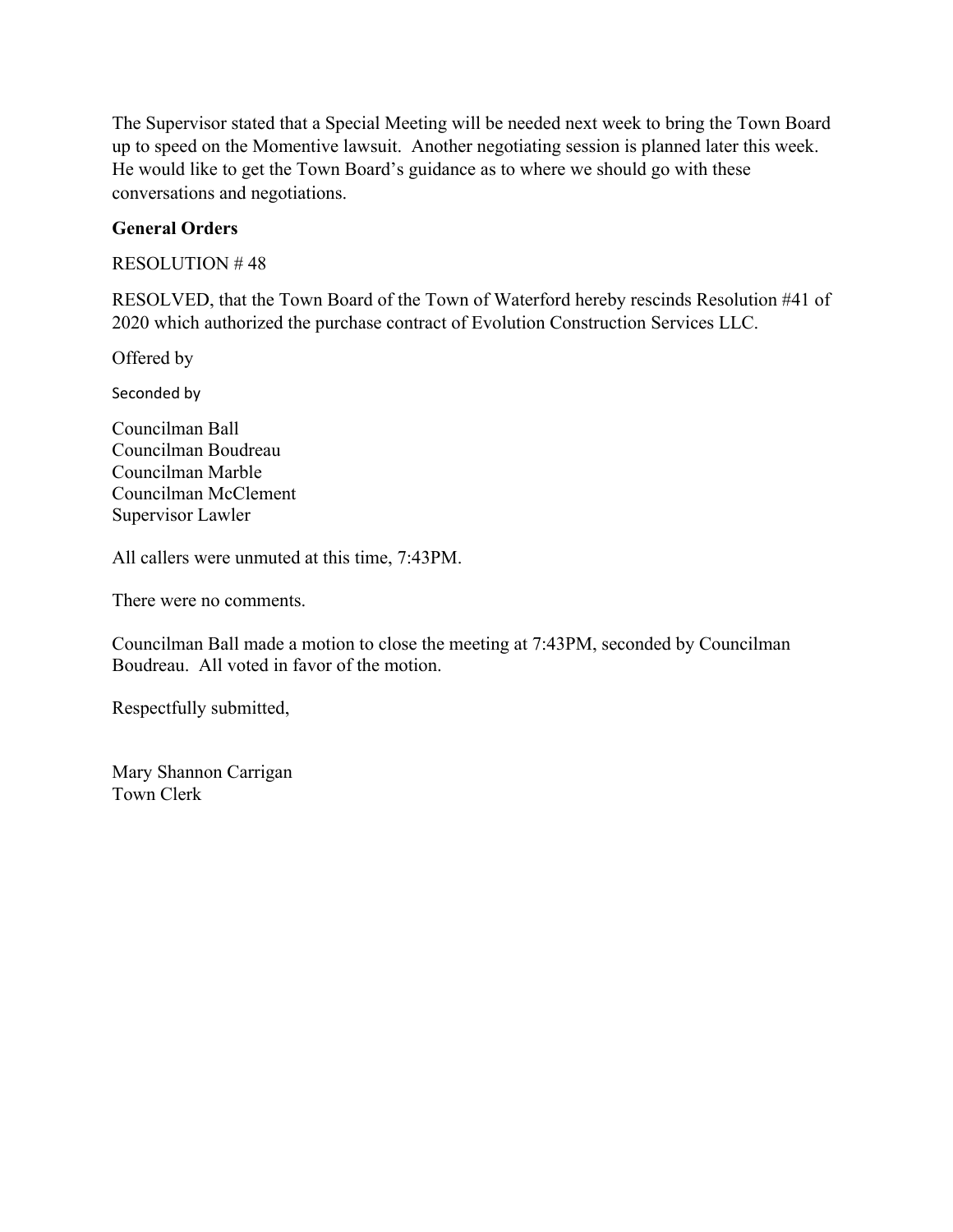The Supervisor stated that a Special Meeting will be needed next week to bring the Town Board up to speed on the Momentive lawsuit. Another negotiating session is planned later this week. He would like to get the Town Board's guidance as to where we should go with these conversations and negotiations.

**General Orders**

RESOLUTION # 48

RESOLVED, that the Town Board of the Town of Waterford hereby rescinds Resolution #41 of 2020 which authorized the purchase contract of Evolution Construction Services LLC.

Offered by

Seconded by

Councilman Ball
Councilman Boudreau
Councilman Marble
Councilman McClement
Supervisor Lawler

All callers were unmuted at this time, 7:43PM.

There were no comments.

Councilman Ball made a motion to close the meeting at 7:43PM, seconded by Councilman Boudreau. All voted in favor of the motion.

Respectfully submitted,

Mary Shannon Carrigan
Town Clerk